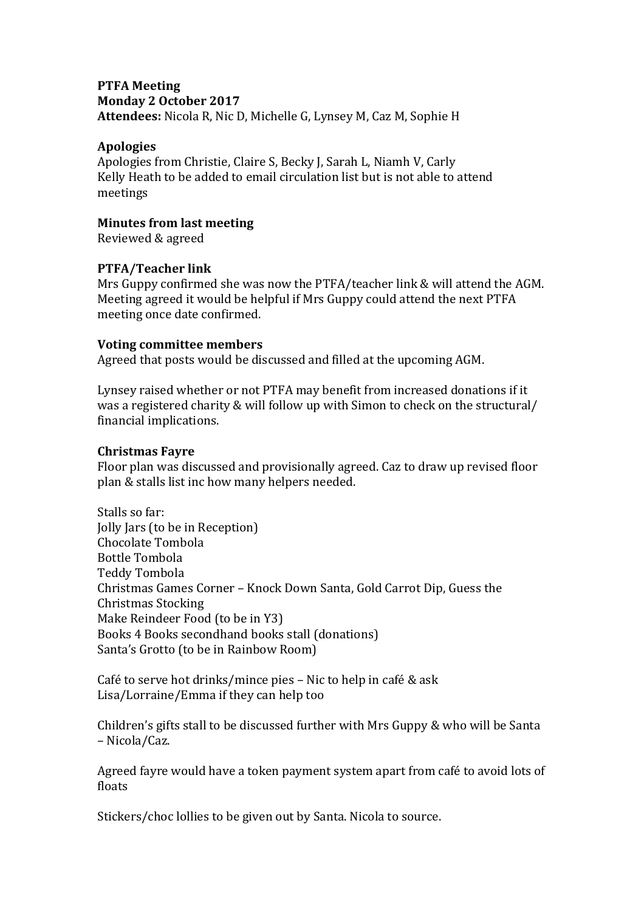**PTFA Meeting**
**Monday 2 October 2017**
**Attendees:** Nicola R, Nic D, Michelle G, Lynsey M, Caz M, Sophie H

**Apologies**
Apologies from Christie, Claire S, Becky J, Sarah L, Niamh V, Carly
Kelly Heath to be added to email circulation list but is not able to attend meetings

**Minutes from last meeting**
Reviewed & agreed

**PTFA/Teacher link**
Mrs Guppy confirmed she was now the PTFA/teacher link & will attend the AGM. Meeting agreed it would be helpful if Mrs Guppy could attend the next PTFA meeting once date confirmed.

**Voting committee members**
Agreed that posts would be discussed and filled at the upcoming AGM.

Lynsey raised whether or not PTFA may benefit from increased donations if it was a registered charity & will follow up with Simon to check on the structural/ financial implications.

**Christmas Fayre**
Floor plan was discussed and provisionally agreed. Caz to draw up revised floor plan & stalls list inc how many helpers needed.

Stalls so far:
Jolly Jars (to be in Reception)
Chocolate Tombola
Bottle Tombola
Teddy Tombola
Christmas Games Corner – Knock Down Santa, Gold Carrot Dip, Guess the Christmas Stocking
Make Reindeer Food (to be in Y3)
Books 4 Books secondhand books stall (donations)
Santa's Grotto (to be in Rainbow Room)

Café to serve hot drinks/mince pies – Nic to help in café & ask Lisa/Lorraine/Emma if they can help too

Children's gifts stall to be discussed further with Mrs Guppy & who will be Santa – Nicola/Caz.

Agreed fayre would have a token payment system apart from café to avoid lots of floats

Stickers/choc lollies to be given out by Santa. Nicola to source.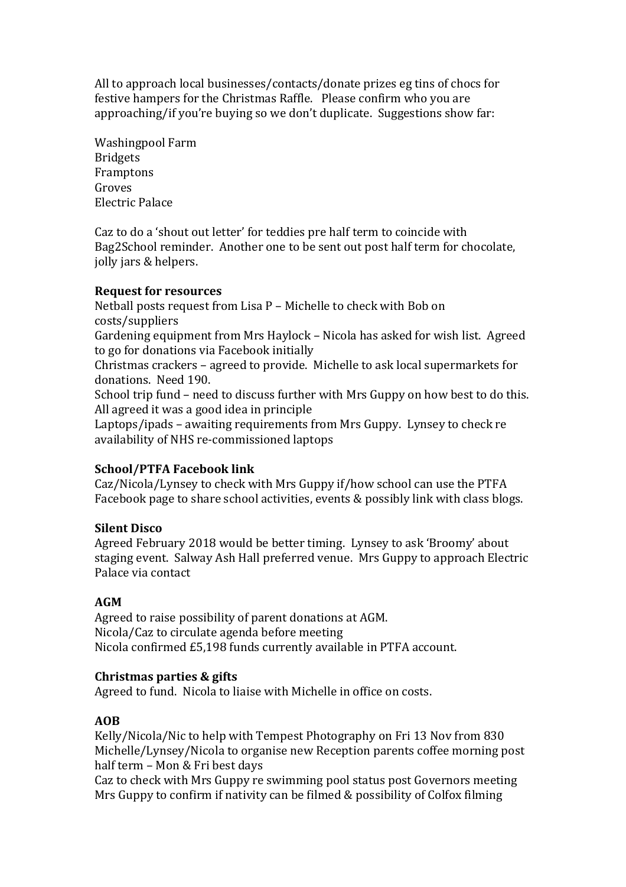All to approach local businesses/contacts/donate prizes eg tins of chocs for festive hampers for the Christmas Raffle. Please confirm who you are approaching/if you're buying so we don't duplicate. Suggestions show far:

Washingpool Farm
Bridgets
Framptons
Groves
Electric Palace

Caz to do a 'shout out letter' for teddies pre half term to coincide with Bag2School reminder. Another one to be sent out post half term for chocolate, jolly jars & helpers.

**Request for resources**

Netball posts request from Lisa P – Michelle to check with Bob on costs/suppliers
Gardening equipment from Mrs Haylock – Nicola has asked for wish list. Agreed to go for donations via Facebook initially
Christmas crackers – agreed to provide. Michelle to ask local supermarkets for donations. Need 190.
School trip fund – need to discuss further with Mrs Guppy on how best to do this. All agreed it was a good idea in principle
Laptops/ipads – awaiting requirements from Mrs Guppy. Lynsey to check re availability of NHS re-commissioned laptops

**School/PTFA Facebook link**

Caz/Nicola/Lynsey to check with Mrs Guppy if/how school can use the PTFA Facebook page to share school activities, events & possibly link with class blogs.

**Silent Disco**

Agreed February 2018 would be better timing. Lynsey to ask 'Broomy' about staging event. Salway Ash Hall preferred venue. Mrs Guppy to approach Electric Palace via contact

**AGM**

Agreed to raise possibility of parent donations at AGM.
Nicola/Caz to circulate agenda before meeting
Nicola confirmed £5,198 funds currently available in PTFA account.

**Christmas parties & gifts**

Agreed to fund. Nicola to liaise with Michelle in office on costs.

**AOB**

Kelly/Nicola/Nic to help with Tempest Photography on Fri 13 Nov from 830
Michelle/Lynsey/Nicola to organise new Reception parents coffee morning post half term – Mon & Fri best days
Caz to check with Mrs Guppy re swimming pool status post Governors meeting
Mrs Guppy to confirm if nativity can be filmed & possibility of Colfox filming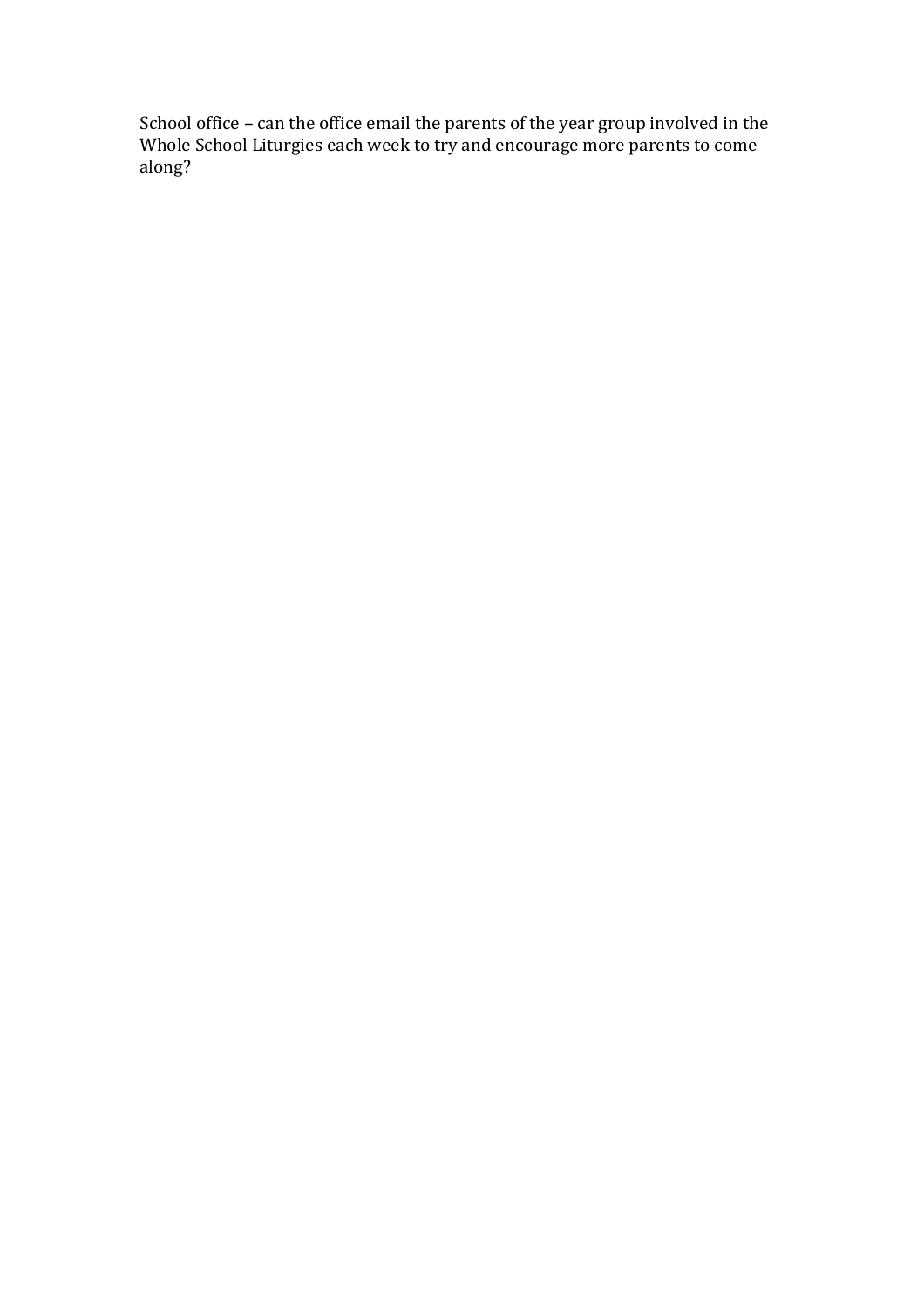School office – can the office email the parents of the year group involved in the Whole School Liturgies each week to try and encourage more parents to come along?